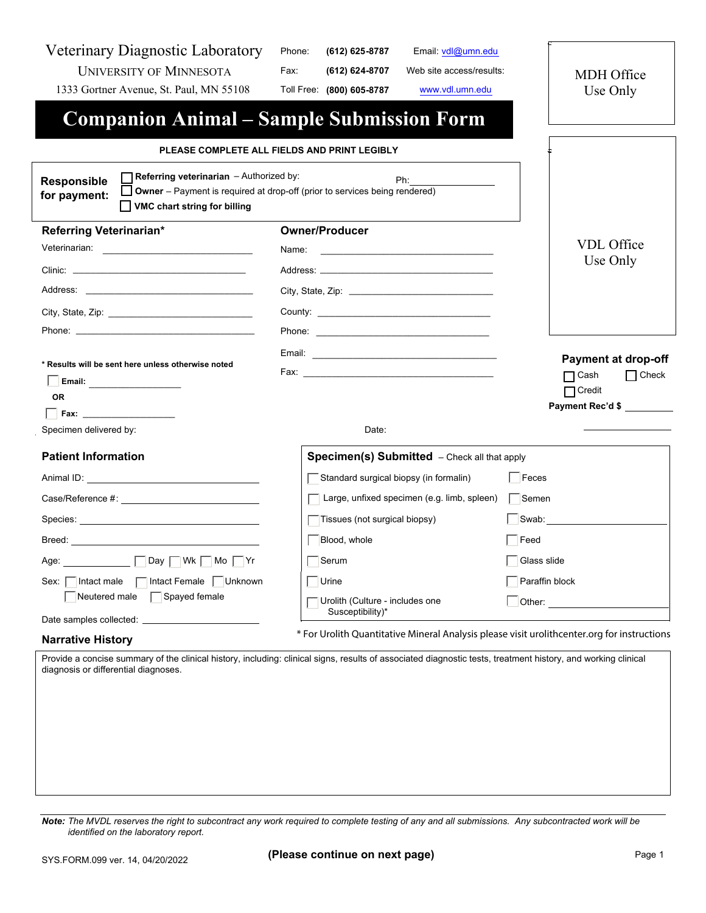Veterinary Diagnostic Laboratory
UNIVERSITY OF MINNESOTA
1333 Gortner Avenue, St. Paul, MN 55108

Phone: **(612) 625-8787** Email: vdl@umn.edu
Fax: **(612) 624-8707** Web site access/results:
Toll Free: **(800) 605-8787** www.vdl.umn.edu

MDH Office Use Only

# Companion Animal – Sample Submission Form

**PLEASE COMPLETE ALL FIELDS AND PRINT LEGIBLY**

**Responsible for payment:**
- ☐ **Referring veterinarian** – Authorized by: Ph: ____________
- ☐ **Owner** – Payment is required at drop-off (prior to services being rendered)
- ☐ **VMC chart string for billing**

VDL Office Use Only

## Referring Veterinarian*

Veterinarian: ____________

Clinic: ____________

Address: ____________

City, State, Zip: ____________

Phone: ____________

**\* Results will be sent here unless otherwise noted**

☐ **Email:** ____________

**OR**

☐ **Fax:** ____________

## Owner/Producer

Name: ____________

Address: ____________

City, State, Zip: ____________

County: ____________

Phone: ____________

Email: ____________

Fax: ____________

**Payment at drop-off**
- ☐ Cash ☐ Check
- ☐ Credit

**Payment Rec'd $** ____________

Specimen delivered by: Date: ____________

## Patient Information

Animal ID: ____________

Case/Reference #: ____________

Species: ____________

Breed: ____________

Age: ____________ ☐ Day ☐ Wk ☐ Mo ☐ Yr

Sex: ☐ Intact male ☐ Intact Female ☐ Unknown ☐ Neutered male ☐ Spayed female

Date samples collected: ____________

## Specimen(s) Submitted – Check all that apply

| | |
|---|---|
| ☐ Standard surgical biopsy (in formalin) | ☐ Feces |
| ☐ Large, unfixed specimen (e.g. limb, spleen) | ☐ Semen |
| ☐ Tissues (not surgical biopsy) | ☐ Swab: ____________ |
| ☐ Blood, whole | ☐ Feed |
| ☐ Serum | ☐ Glass slide |
| ☐ Urine | ☐ Paraffin block |
| ☐ Urolith (Culture - includes one Susceptibility)* | ☐ Other: ____________ |

\* For Urolith Quantitative Mineral Analysis please visit urolithcenter.org for instructions

## Narrative History

Provide a concise summary of the clinical history, including: clinical signs, results of associated diagnostic tests, treatment history, and working clinical diagnosis or differential diagnoses.

**Note:** *The MVDL reserves the right to subcontract any work required to complete testing of any and all submissions. Any subcontracted work will be identified on the laboratory report.*

SYS.FORM.099 ver. 14, 04/20/2022

**(Please continue on next page)**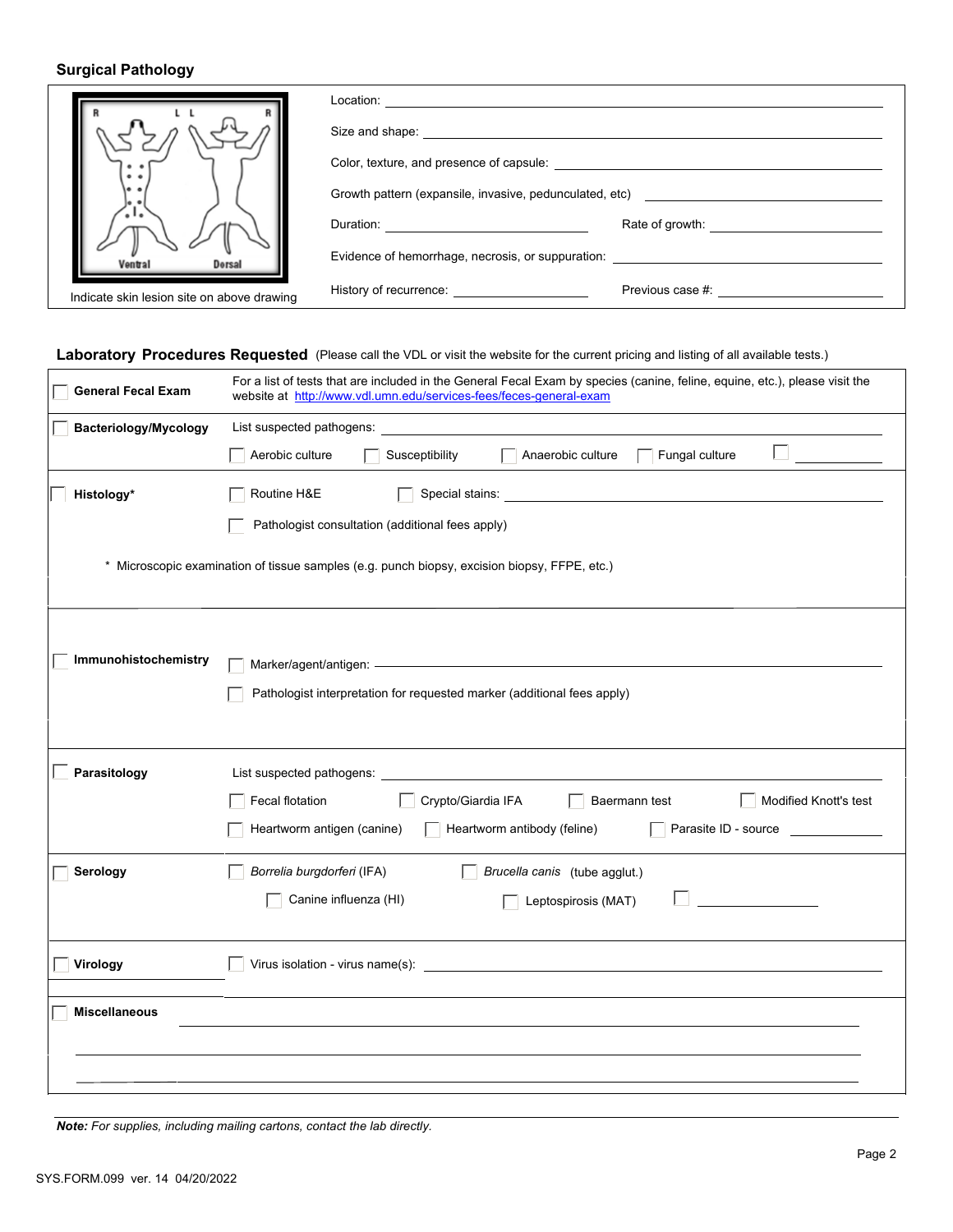## Surgical Pathology

R L L R

Ventral Dorsal

Indicate skin lesion site on above drawing

Location: \_\_\_\_\_\_\_\_\_\_

Size and shape: \_\_\_\_\_\_\_\_\_\_

Color, texture, and presence of capsule: \_\_\_\_\_\_\_\_\_\_

Growth pattern (expansile, invasive, pedunculated, etc) \_\_\_\_\_\_\_\_\_\_

Duration: \_\_\_\_\_\_\_\_\_\_ Rate of growth: \_\_\_\_\_\_\_\_\_\_

Evidence of hemorrhage, necrosis, or suppuration: \_\_\_\_\_\_\_\_\_\_

History of recurrence: \_\_\_\_\_\_\_\_\_\_ Previous case #: \_\_\_\_\_\_\_\_\_\_

## Laboratory Procedures Requested (Please call the VDL or visit the website for the current pricing and listing of all available tests.)

| | |
|---|---|
| ☐ **General Fecal Exam** | For a list of tests that are included in the General Fecal Exam by species (canine, feline, equine, etc.), please visit the website at http://www.vdl.umn.edu/services-fees/feces-general-exam |
| ☐ **Bacteriology/Mycology** | List suspected pathogens: \_\_\_\_\_\_\_\_\_\_<br>☐ Aerobic culture ☐ Susceptibility ☐ Anaerobic culture ☐ Fungal culture ☐ \_\_\_\_\_\_\_\_\_\_ |
| ☐ **Histology*** | ☐ Routine H&E ☐ Special stains: \_\_\_\_\_\_\_\_\_\_<br>☐ Pathologist consultation (additional fees apply)<br>* Microscopic examination of tissue samples (e.g. punch biopsy, excision biopsy, FFPE, etc.) |
| ☐ **Immunohistochemistry** | ☐ Marker/agent/antigen: \_\_\_\_\_\_\_\_\_\_<br>☐ Pathologist interpretation for requested marker (additional fees apply) |
| ☐ **Parasitology** | List suspected pathogens: \_\_\_\_\_\_\_\_\_\_<br>☐ Fecal flotation ☐ Crypto/Giardia IFA ☐ Baermann test ☐ Modified Knott's test<br>☐ Heartworm antigen (canine) ☐ Heartworm antibody (feline) ☐ Parasite ID - source \_\_\_\_\_\_\_\_\_\_ |
| ☐ **Serology** | ☐ *Borrelia burgdorferi* (IFA) ☐ *Brucella canis* (tube agglut.)<br>☐ Canine influenza (HI) ☐ Leptospirosis (MAT) ☐ \_\_\_\_\_\_\_\_\_\_ |
| ☐ **Virology** | ☐ Virus isolation - virus name(s): \_\_\_\_\_\_\_\_\_\_ |
| ☐ **Miscellaneous** | \_\_\_\_\_\_\_\_\_\_ |

***Note:*** *For supplies, including mailing cartons, contact the lab directly.*

SYS.FORM.099 ver. 14 04/20/2022